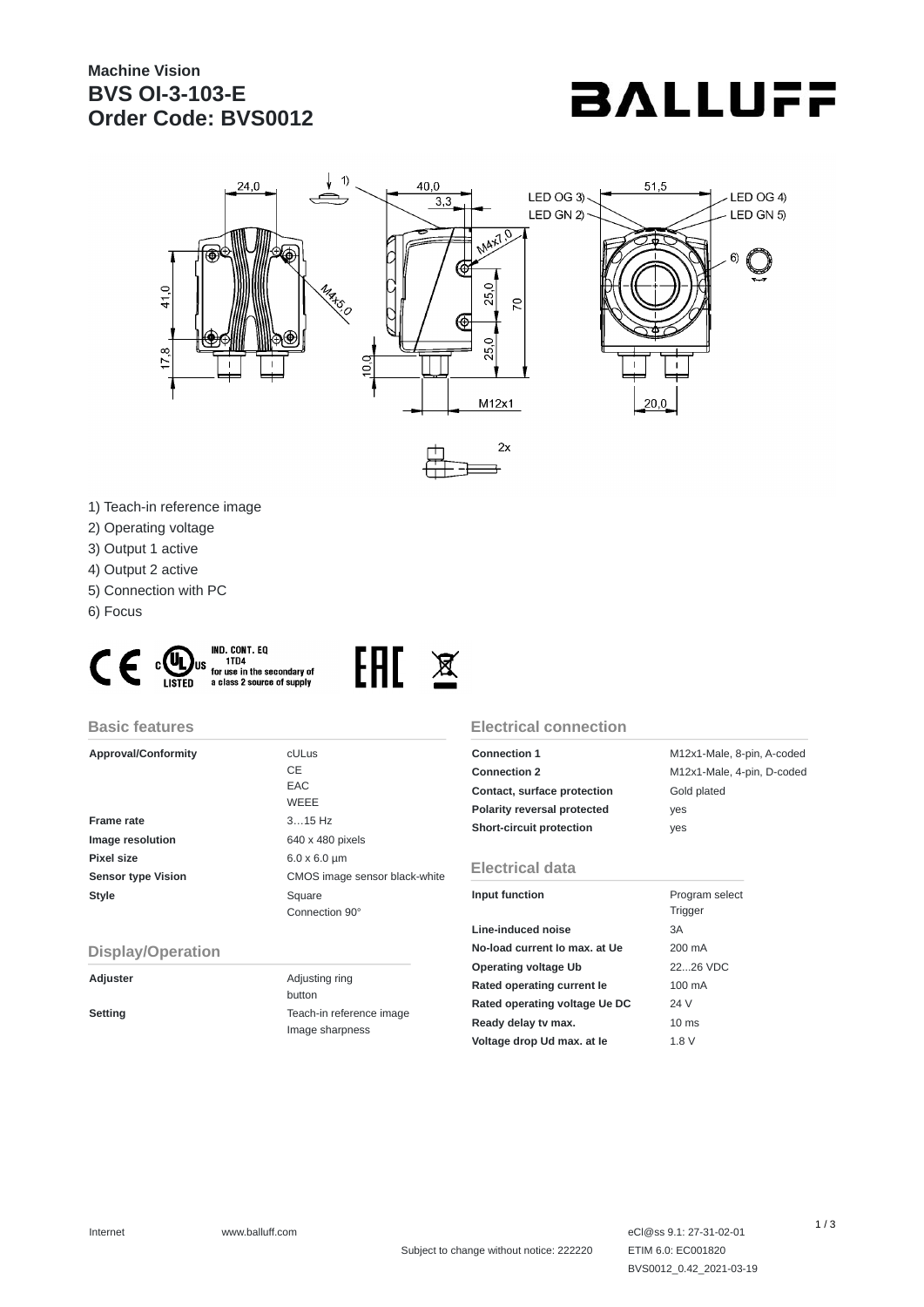# Machine Vision
# BVS OI-3-103-E
# Order Code: BVS0012

BALLUFF

1) Teach-in reference image
2) Operating voltage
3) Output 1 active
4) Output 2 active
5) Connection with PC
6) Focus

IND. CONT. EQ 1TD4 for use in the secondary of a class 2 source of supply

## Basic features

| | |
|---|---|
| **Approval/Conformity** | cULus<br>CE<br>EAC<br>WEEE |
| **Frame rate** | 3…15 Hz |
| **Image resolution** | 640 x 480 pixels |
| **Pixel size** | 6.0 x 6.0 µm |
| **Sensor type Vision** | CMOS image sensor black-white |
| **Style** | Square<br>Connection 90° |

## Display/Operation

| | |
|---|---|
| **Adjuster** | Adjusting ring<br>button |
| **Setting** | Teach-in reference image<br>Image sharpness |

## Electrical connection

| | |
|---|---|
| **Connection 1** | M12x1-Male, 8-pin, A-coded |
| **Connection 2** | M12x1-Male, 4-pin, D-coded |
| **Contact, surface protection** | Gold plated |
| **Polarity reversal protected** | yes |
| **Short-circuit protection** | yes |

## Electrical data

| | |
|---|---|
| **Input function** | Program select<br>Trigger |
| **Line-induced noise** | 3A |
| **No-load current Io max. at Ue** | 200 mA |
| **Operating voltage Ub** | 22...26 VDC |
| **Rated operating current Ie** | 100 mA |
| **Rated operating voltage Ue DC** | 24 V |
| **Ready delay tv max.** | 10 ms |
| **Voltage drop Ud max. at Ie** | 1.8 V |

Internet www.balluff.com

Subject to change without notice: 222220

eCl@ss 9.1: 27-31-02-01
ETIM 6.0: EC001820
BVS0012_0.42_2021-03-19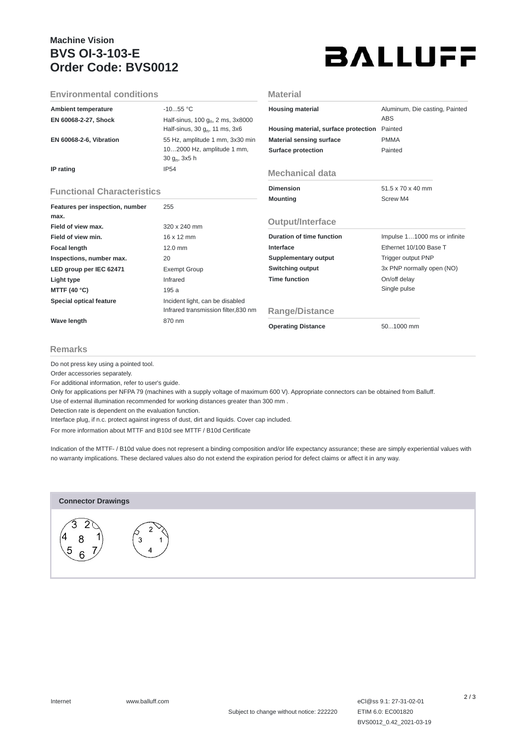# Machine Vision
# BVS OI-3-103-E
# Order Code: BVS0012

## Environmental conditions

| | |
|---|---|
| **Ambient temperature** | -10...55 °C |
| **EN 60068-2-27, Shock** | Half-sinus, 100 $g_n$, 2 ms, 3x8000<br>Half-sinus, 30 $g_n$, 11 ms, 3x6 |
| **EN 60068-2-6, Vibration** | 55 Hz, amplitude 1 mm, 3x30 min<br>10…2000 Hz, amplitude 1 mm, 30 $g_n$, 3x5 h |
| **IP rating** | IP54 |

## Functional Characteristics

| | |
|---|---|
| **Features per inspection, number max.** | 255 |
| **Field of view max.** | 320 x 240 mm |
| **Field of view min.** | 16 x 12 mm |
| **Focal length** | 12.0 mm |
| **Inspections, number max.** | 20 |
| **LED group per IEC 62471** | Exempt Group |
| **Light type** | Infrared |
| **MTTF (40 °C)** | 195 a |
| **Special optical feature** | Incident light, can be disabled<br>Infrared transmission filter,830 nm |
| **Wave length** | 870 nm |

## Material

| | |
|---|---|
| **Housing material** | Aluminum, Die casting, Painted ABS |
| **Housing material, surface protection** | Painted |
| **Material sensing surface** | PMMA |
| **Surface protection** | Painted |

## Mechanical data

| | |
|---|---|
| **Dimension** | 51.5 x 70 x 40 mm |
| **Mounting** | Screw M4 |

## Output/Interface

| | |
|---|---|
| **Duration of time function** | Impulse 1…1000 ms or infinite |
| **Interface** | Ethernet 10/100 Base T |
| **Supplementary output** | Trigger output PNP |
| **Switching output** | 3x PNP normally open (NO) |
| **Time function** | On/off delay<br>Single pulse |

## Range/Distance

| | |
|---|---|
| **Operating Distance** | 50...1000 mm |

## Remarks

Do not press key using a pointed tool.
Order accessories separately.
For additional information, refer to user's guide.
Only for applications per NFPA 79 (machines with a supply voltage of maximum 600 V). Appropriate connectors can be obtained from Balluff.
Use of external illumination recommended for working distances greater than 300 mm .
Detection rate is dependent on the evaluation function.
Interface plug, if n.c. protect against ingress of dust, dirt and liquids. Cover cap included.
For more information about MTTF and B10d see MTTF / B10d Certificate

Indication of the MTTF- / B10d value does not represent a binding composition and/or life expectancy assurance; these are simply experiential values with no warranty implications. These declared values also do not extend the expiration period for defect claims or affect it in any way.

## Connector Drawings

Internet www.balluff.com

Subject to change without notice: 222220

eCl@ss 9.1: 27-31-02-01
ETIM 6.0: EC001820
BVS0012_0.42_2021-03-19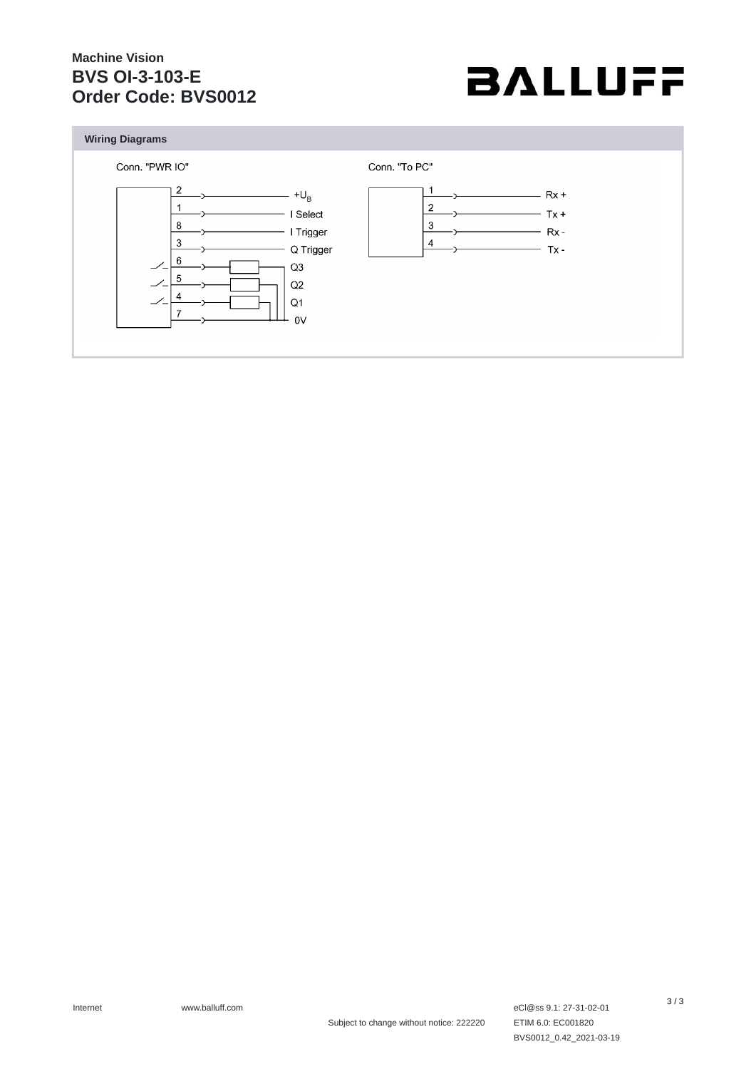**Machine Vision**
**BVS OI-3-103-E**
**Order Code: BVS0012**

## Wiring Diagrams

Conn. "PWR IO"

2 +$U_B$
1 I Select
8 I Trigger
3 Q Trigger
6 Q3
5 Q2
4 Q1
7 0V

Conn. "To PC"

1 Rx +
2 Tx +
3 Rx -
4 Tx -

Internet www.balluff.com

Subject to change without notice: 222220

eCl@ss 9.1: 27-31-02-01
ETIM 6.0: EC001820
BVS0012_0.42_2021-03-19